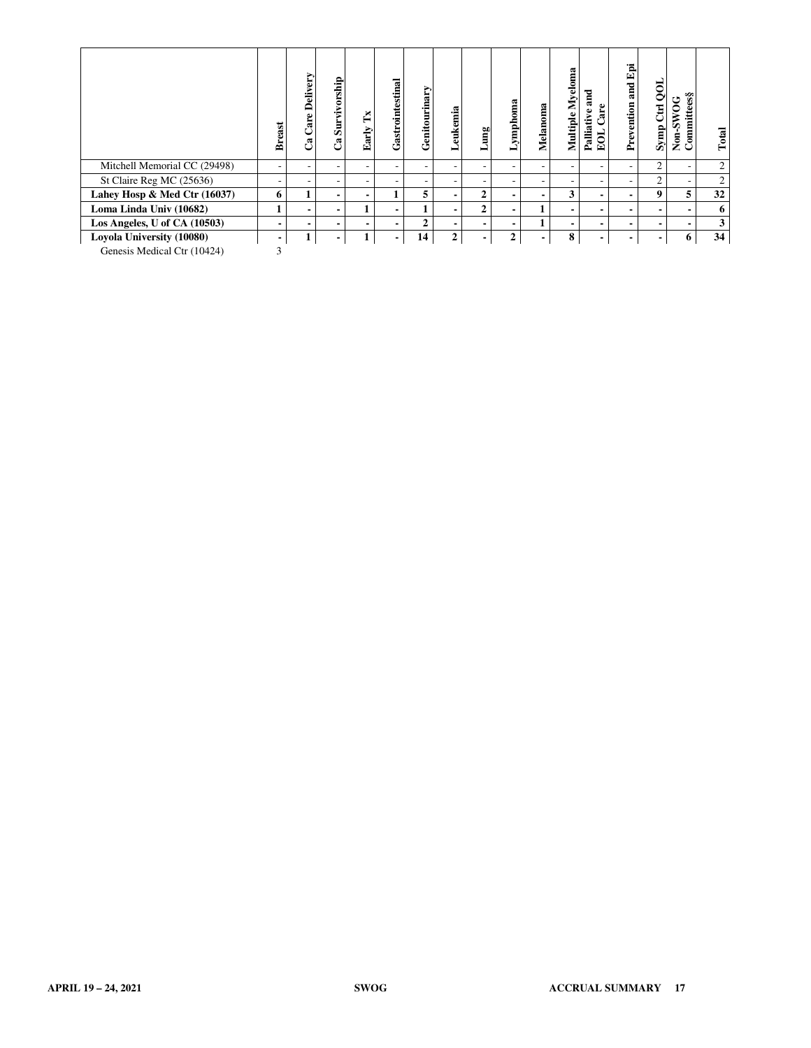| | Breast | Ca Care Delivery | Ca Survivorship | Early Tx | Gastrointestinal | Genitourinary | Leukemia | Lung | Lymphoma | Melanoma | Multiple Myeloma | Palliative and EOL Care | Prevention and Epi | Symp Ctrl QOL | Non-SWOG Committees§ | Total |
|---|---|---|---|---|---|---|---|---|---|---|---|---|---|---|---|---|
| Mitchell Memorial CC (29498) | - | - | - | - | - | - | - | - | - | - | - | - | - | 2 | - | 2 |
| St Claire Reg MC (25636) | - | - | - | - | - | - | - | - | - | - | - | - | - | 2 | - | 2 |
| **Lahey Hosp & Med Ctr (16037)** | **6** | **1** | **-** | **-** | **1** | **5** | **-** | **2** | **-** | **-** | **3** | **-** | **-** | **9** | **5** | **32** |
| **Loma Linda Univ (10682)** | **1** | **-** | **-** | **1** | **-** | **1** | **-** | **2** | **-** | **1** | **-** | **-** | **-** | **-** | **-** | **6** |
| **Los Angeles, U of CA (10503)** | **-** | **-** | **-** | **-** | **-** | **2** | **-** | **-** | **-** | **1** | **-** | **-** | **-** | **-** | **-** | **3** |
| **Loyola University (10080)** | **-** | **1** | **-** | **1** | **-** | **14** | **2** | **-** | **2** | **-** | **8** | **-** | **-** | **-** | **6** | **34** |
| Genesis Medical Ctr (10424) | 3 | | | | | | | | | | | | | | | |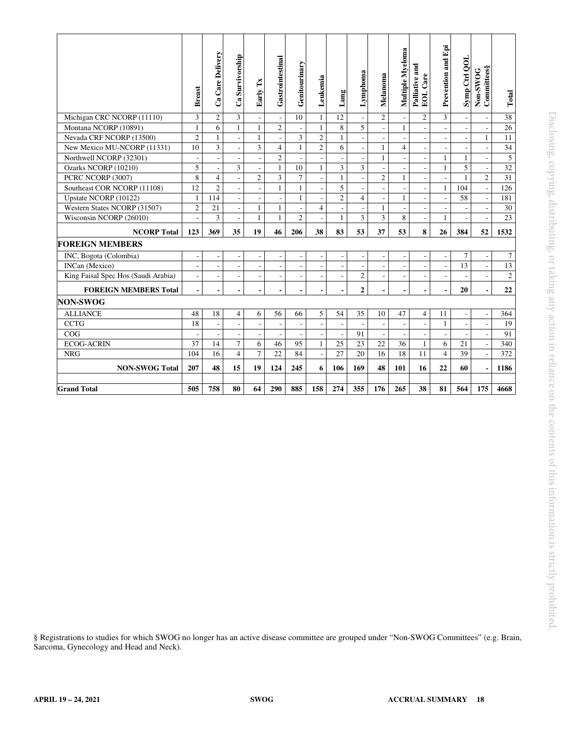| | Breast | Ca Care Delivery | Ca Survivorship | Early Tx | Gastrointestinal | Genitourinary | Leukemia | Lung | Lymphoma | Melanoma | Multiple Myeloma | Palliative and EOL Care | Prevention and Epi | Symp Ctrl QOL | Non-SWOG Committees§ | Total |
|---|---|---|---|---|---|---|---|---|---|---|---|---|---|---|---|---|
| Michigan CRC NCORP (11110) | 3 | 2 | 3 | - | - | 10 | 1 | 12 | - | 2 | - | 2 | 3 | - | - | 38 |
| Montana NCORP (10891) | 1 | 6 | 1 | 1 | 2 | - | 1 | 8 | 5 | - | 1 | - | - | - | - | 26 |
| Nevada CRF NCORP (13500) | 2 | 1 | - | 1 | - | 3 | 2 | 1 | - | - | - | - | - | - | 1 | 11 |
| New Mexico MU-NCORP (11331) | 10 | 3 | - | 3 | 4 | 1 | 2 | 6 | - | 1 | 4 | - | - | - | - | 34 |
| Northwell NCORP (32301) | - | - | - | - | 2 | - | - | - | - | 1 | - | - | 1 | 1 | - | 5 |
| Ozarks NCORP (10210) | 5 | - | 3 | - | 1 | 10 | 1 | 3 | 3 | - | - | - | 1 | 5 | - | 32 |
| PCRC NCORP (3007) | 8 | 4 | - | 2 | 3 | 7 | - | 1 | - | 2 | 1 | - | - | 1 | 2 | 31 |
| Southeast COR NCORP (11108) | 12 | 2 | - | - | 1 | 1 | - | 5 | - | - | - | - | 1 | 104 | - | 126 |
| Upstate NCORP (10122) | 1 | 114 | - | - | - | 1 | - | 2 | 4 | - | 1 | - | - | 58 | - | 181 |
| Western States NCORP (31507) | 2 | 21 | - | 1 | 1 | - | 4 | - | - | 1 | - | - | - | - | - | 30 |
| Wisconsin NCORP (26010) | - | 3 | - | 1 | 1 | 2 | - | 1 | 3 | 3 | 8 | - | 1 | - | - | 23 |
| **NCORP Total** | **123** | **369** | **35** | **19** | **46** | **206** | **38** | **83** | **53** | **37** | **53** | **8** | **26** | **384** | **52** | **1532** |
| **FOREIGN MEMBERS** | | | | | | | | | | | | | | | | |
| INC, Bogota (Colombia) | - | - | - | - | - | - | - | - | - | - | - | - | - | 7 | - | 7 |
| INCan (Mexico) | - | - | - | - | - | - | - | - | - | - | - | - | - | 13 | - | 13 |
| King Faisal Spec Hos (Saudi Arabia) | - | - | - | - | - | - | - | - | 2 | - | - | - | - | - | - | 2 |
| **FOREIGN MEMBERS Total** | **-** | **-** | **-** | **-** | **-** | **-** | **-** | **-** | **2** | **-** | **-** | **-** | **-** | **20** | **-** | **22** |
| **NON-SWOG** | | | | | | | | | | | | | | | | |
| ALLIANCE | 48 | 18 | 4 | 6 | 56 | 66 | 5 | 54 | 35 | 10 | 47 | 4 | 11 | - | - | 364 |
| CCTG | 18 | - | - | - | - | - | - | - | - | - | - | - | 1 | - | - | 19 |
| COG | - | - | - | - | - | - | - | - | 91 | - | - | - | - | - | - | 91 |
| ECOG-ACRIN | 37 | 14 | 7 | 6 | 46 | 95 | 1 | 25 | 23 | 22 | 36 | 1 | 6 | 21 | - | 340 |
| NRG | 104 | 16 | 4 | 7 | 22 | 84 | - | 27 | 20 | 16 | 18 | 11 | 4 | 39 | - | 372 |
| **NON-SWOG Total** | **207** | **48** | **15** | **19** | **124** | **245** | **6** | **106** | **169** | **48** | **101** | **16** | **22** | **60** | **-** | **1186** |
| **Grand Total** | **505** | **758** | **80** | **64** | **290** | **885** | **158** | **274** | **355** | **176** | **265** | **38** | **81** | **564** | **175** | **4668** |

§ Registrations to studies for which SWOG no longer has an active disease committee are grouped under "Non-SWOG Committees" (e.g. Brain, Sarcoma, Gynecology and Head and Neck).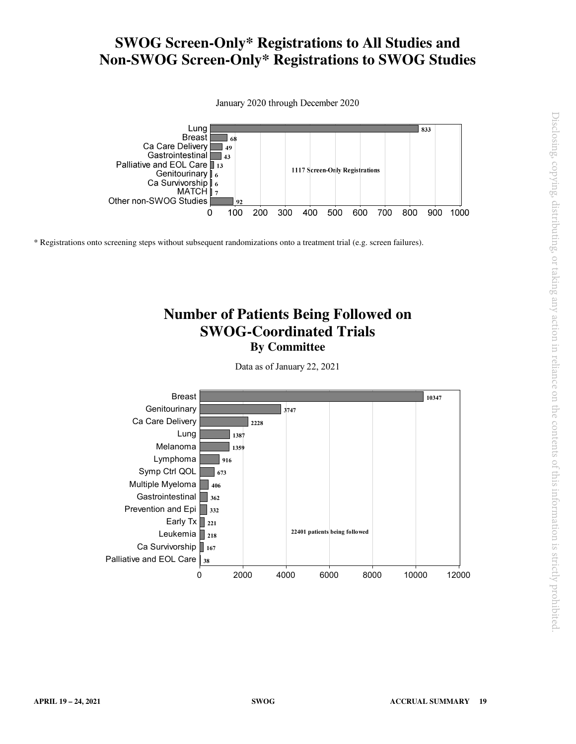# SWOG Screen-Only* Registrations to All Studies and Non-SWOG Screen-Only* Registrations to SWOG Studies

January 2020 through December 2020

| Study | Registrations |
|---|---|
| Lung | 833 |
| Breast | 68 |
| Ca Care Delivery | 49 |
| Gastrointestinal | 43 |
| Palliative and EOL Care | 13 |
| Genitourinary | 6 |
| Ca Survivorship | 6 |
| MATCH | 7 |
| Other non-SWOG Studies | 92 |

1117 Screen-Only Registrations

\* Registrations onto screening steps without subsequent randomizations onto a treatment trial (e.g. screen failures).

# Number of Patients Being Followed on SWOG-Coordinated Trials

## By Committee

Data as of January 22, 2021

| Committee | Patients |
|---|---|
| Breast | 10347 |
| Genitourinary | 3747 |
| Ca Care Delivery | 2228 |
| Lung | 1387 |
| Melanoma | 1359 |
| Lymphoma | 916 |
| Symp Ctrl QOL | 673 |
| Multiple Myeloma | 406 |
| Gastrointestinal | 362 |
| Prevention and Epi | 332 |
| Early Tx | 221 |
| Leukemia | 218 |
| Ca Survivorship | 167 |
| Palliative and EOL Care | 38 |

22401 patients being followed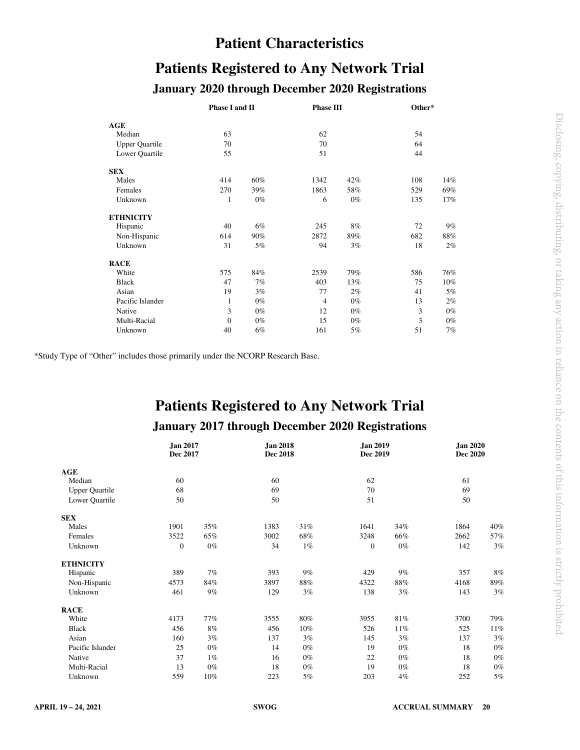# Patient Characteristics

## Patients Registered to Any Network Trial

### January 2020 through December 2020 Registrations

| | Phase I and II | | Phase III | | Other* | |
|---|---|---|---|---|---|---|
| **AGE** | | | | | | |
| Median | 63 | | 62 | | 54 | |
| Upper Quartile | 70 | | 70 | | 64 | |
| Lower Quartile | 55 | | 51 | | 44 | |
| **SEX** | | | | | | |
| Males | 414 | 60% | 1342 | 42% | 108 | 14% |
| Females | 270 | 39% | 1863 | 58% | 529 | 69% |
| Unknown | 1 | 0% | 6 | 0% | 135 | 17% |
| **ETHNICITY** | | | | | | |
| Hispanic | 40 | 6% | 245 | 8% | 72 | 9% |
| Non-Hispanic | 614 | 90% | 2872 | 89% | 682 | 88% |
| Unknown | 31 | 5% | 94 | 3% | 18 | 2% |
| **RACE** | | | | | | |
| White | 575 | 84% | 2539 | 79% | 586 | 76% |
| Black | 47 | 7% | 403 | 13% | 75 | 10% |
| Asian | 19 | 3% | 77 | 2% | 41 | 5% |
| Pacific Islander | 1 | 0% | 4 | 0% | 13 | 2% |
| Native | 3 | 0% | 12 | 0% | 3 | 0% |
| Multi-Racial | 0 | 0% | 15 | 0% | 3 | 0% |
| Unknown | 40 | 6% | 161 | 5% | 51 | 7% |

*Study Type of "Other" includes those primarily under the NCORP Research Base.

## Patients Registered to Any Network Trial

### January 2017 through December 2020 Registrations

| | Jan 2017 Dec 2017 | | Jan 2018 Dec 2018 | | Jan 2019 Dec 2019 | | Jan 2020 Dec 2020 | |
|---|---|---|---|---|---|---|---|---|
| **AGE** | | | | | | | | |
| Median | 60 | | 60 | | 62 | | 61 | |
| Upper Quartile | 68 | | 69 | | 70 | | 69 | |
| Lower Quartile | 50 | | 50 | | 51 | | 50 | |
| **SEX** | | | | | | | | |
| Males | 1901 | 35% | 1383 | 31% | 1641 | 34% | 1864 | 40% |
| Females | 3522 | 65% | 3002 | 68% | 3248 | 66% | 2662 | 57% |
| Unknown | 0 | 0% | 34 | 1% | 0 | 0% | 142 | 3% |
| **ETHNICITY** | | | | | | | | |
| Hispanic | 389 | 7% | 393 | 9% | 429 | 9% | 357 | 8% |
| Non-Hispanic | 4573 | 84% | 3897 | 88% | 4322 | 88% | 4168 | 89% |
| Unknown | 461 | 9% | 129 | 3% | 138 | 3% | 143 | 3% |
| **RACE** | | | | | | | | |
| White | 4173 | 77% | 3555 | 80% | 3955 | 81% | 3700 | 79% |
| Black | 456 | 8% | 456 | 10% | 526 | 11% | 525 | 11% |
| Asian | 160 | 3% | 137 | 3% | 145 | 3% | 137 | 3% |
| Pacific Islander | 25 | 0% | 14 | 0% | 19 | 0% | 18 | 0% |
| Native | 37 | 1% | 16 | 0% | 22 | 0% | 18 | 0% |
| Multi-Racial | 13 | 0% | 18 | 0% | 19 | 0% | 18 | 0% |
| Unknown | 559 | 10% | 223 | 5% | 203 | 4% | 252 | 5% |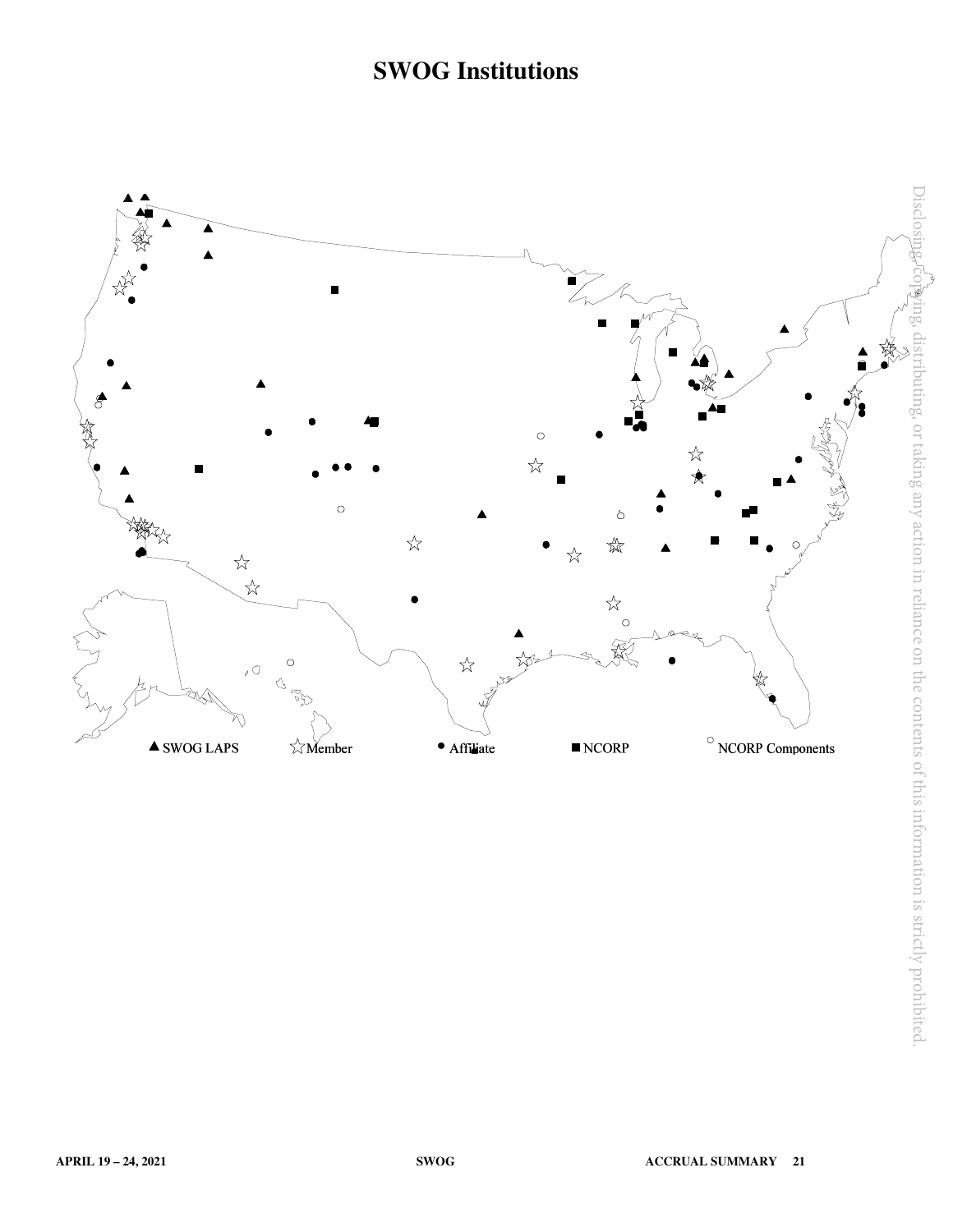# SWOG Institutions

▲ SWOG LAPS ☆ Member • Affiliate ■ NCORP ○ NCORP Components

Disclosing, copying, distributing, or taking any action in reliance on the contents of this information is strictly prohibited.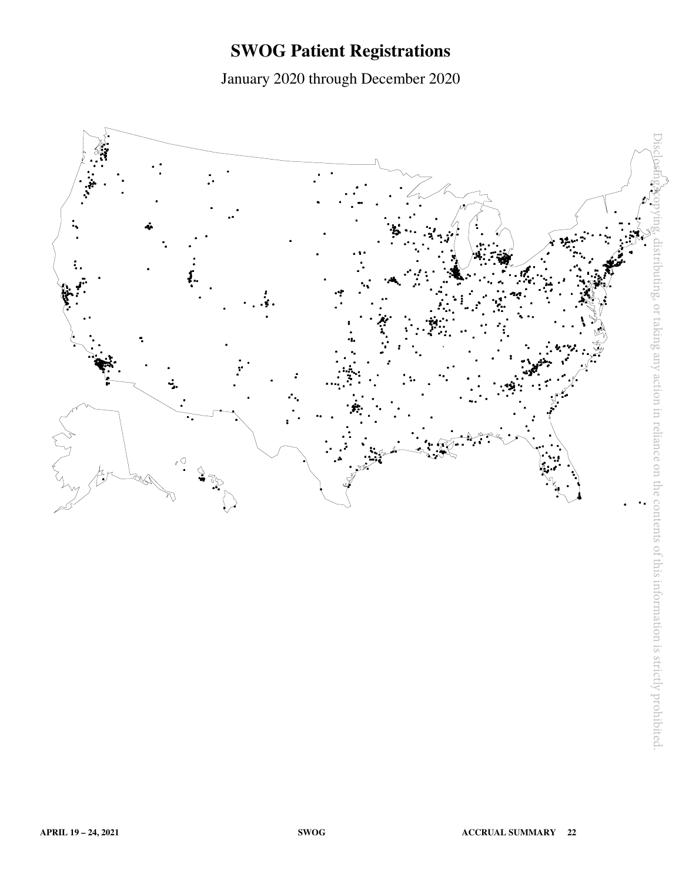# SWOG Patient Registrations

January 2020 through December 2020

Disclosing, copying, distributing, or taking any action in reliance on the contents of this information is strictly prohibited.